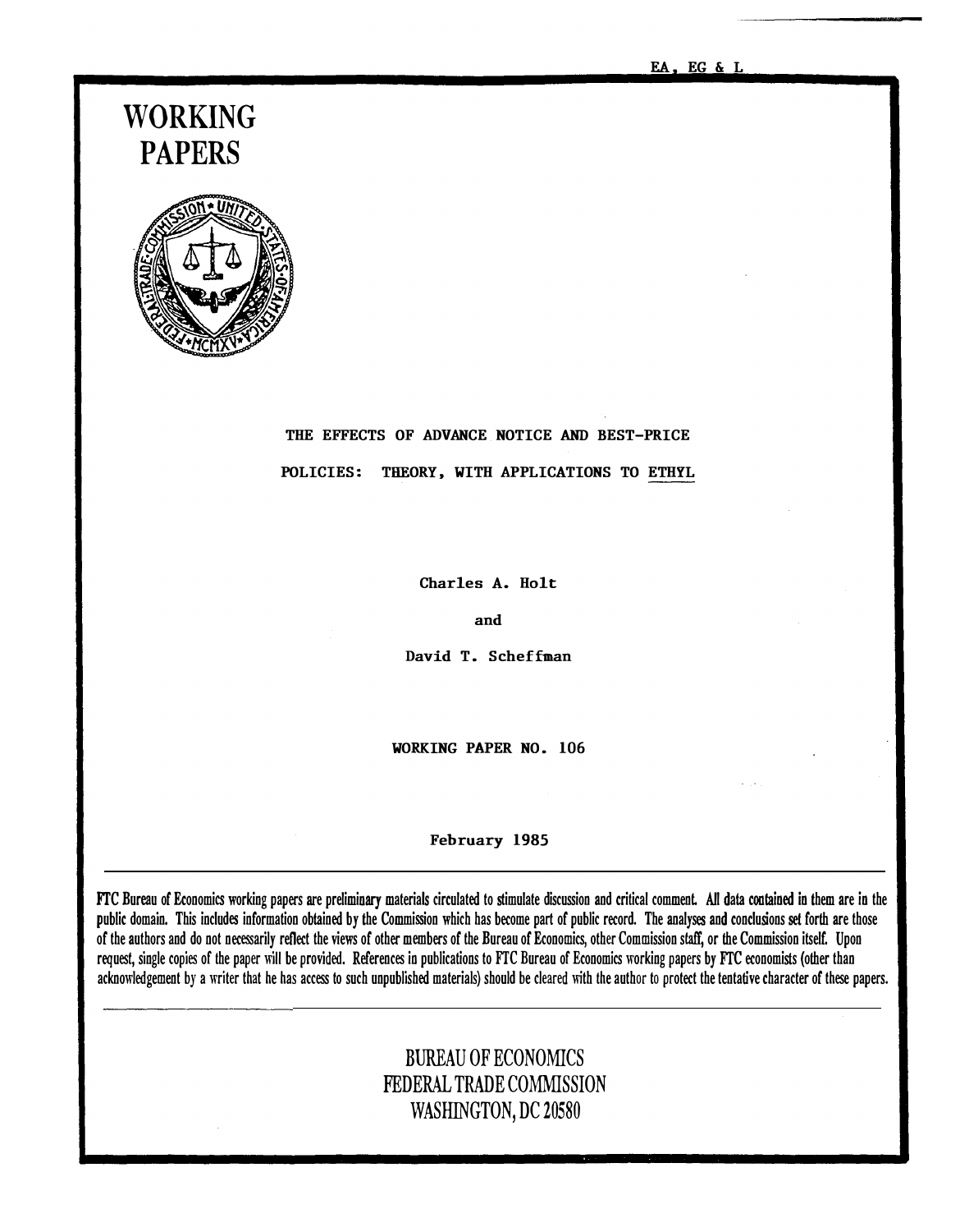EA, EG & L

# WORKING PAPERS

## THE EFFECTS OF ADVANCE NOTICE AND BEST-PRICE POLICIES: THEORY, WITH APPLICATIONS TO ETHYL

Charles A. Holt

and

David T. Scheffman

WORKING PAPER NO. 106

February 1985

FTC Bureau of Economics working papers are preliminary materials circulated to stimulate discussion and critical comment. All data contained in them are in the public domain. This includes information obtained by the Commission which has become part of public record. The analyses and conclusions set forth are those of the authors and do not necessarily reflect the views of other members of the Bureau of Economics, other Commission staff, or the Commission itself. Upon request, single copies of the paper will be provided. References in publications to FTC Bureau of Economics working papers by FTC economists (other than acknowledgement by a writer that he has access to such unpublished materials) should be cleared with the author to protect the tentative character of these papers.

BUREAU OF ECONOMICS
FEDERAL TRADE COMMISSION
WASHINGTON, DC 20580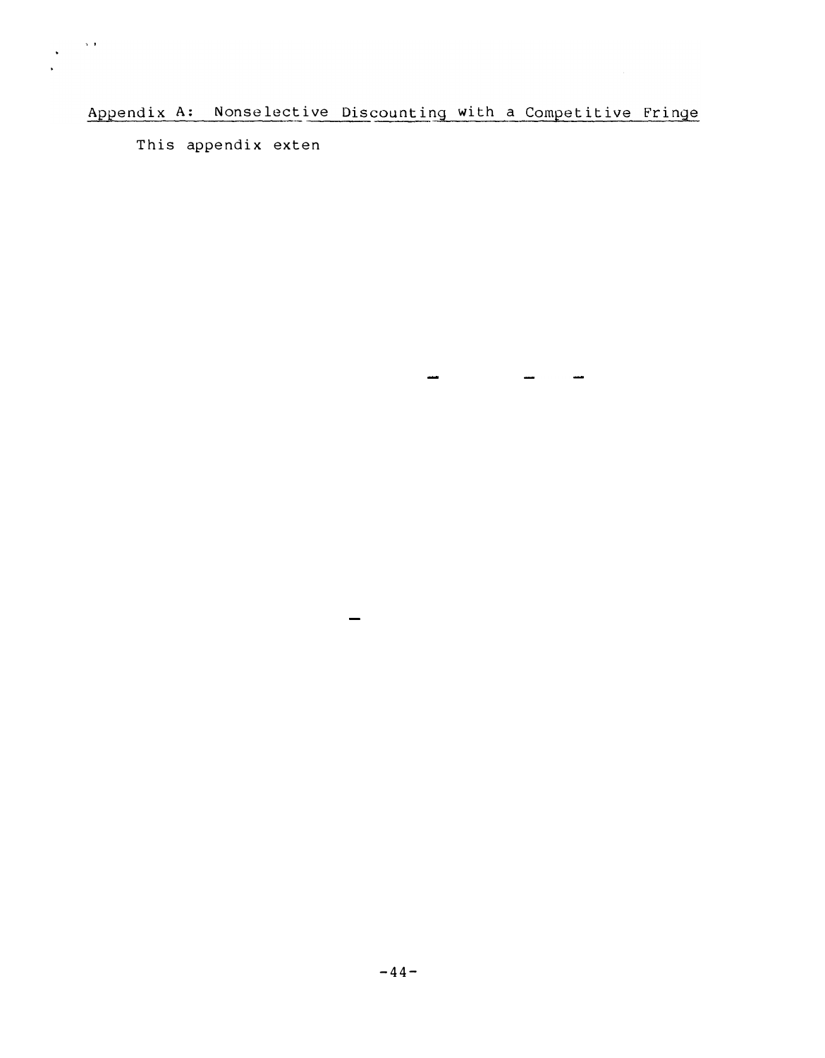## Appendix A: Nonselective Discounting with a Competitive Fringe

This appendix exten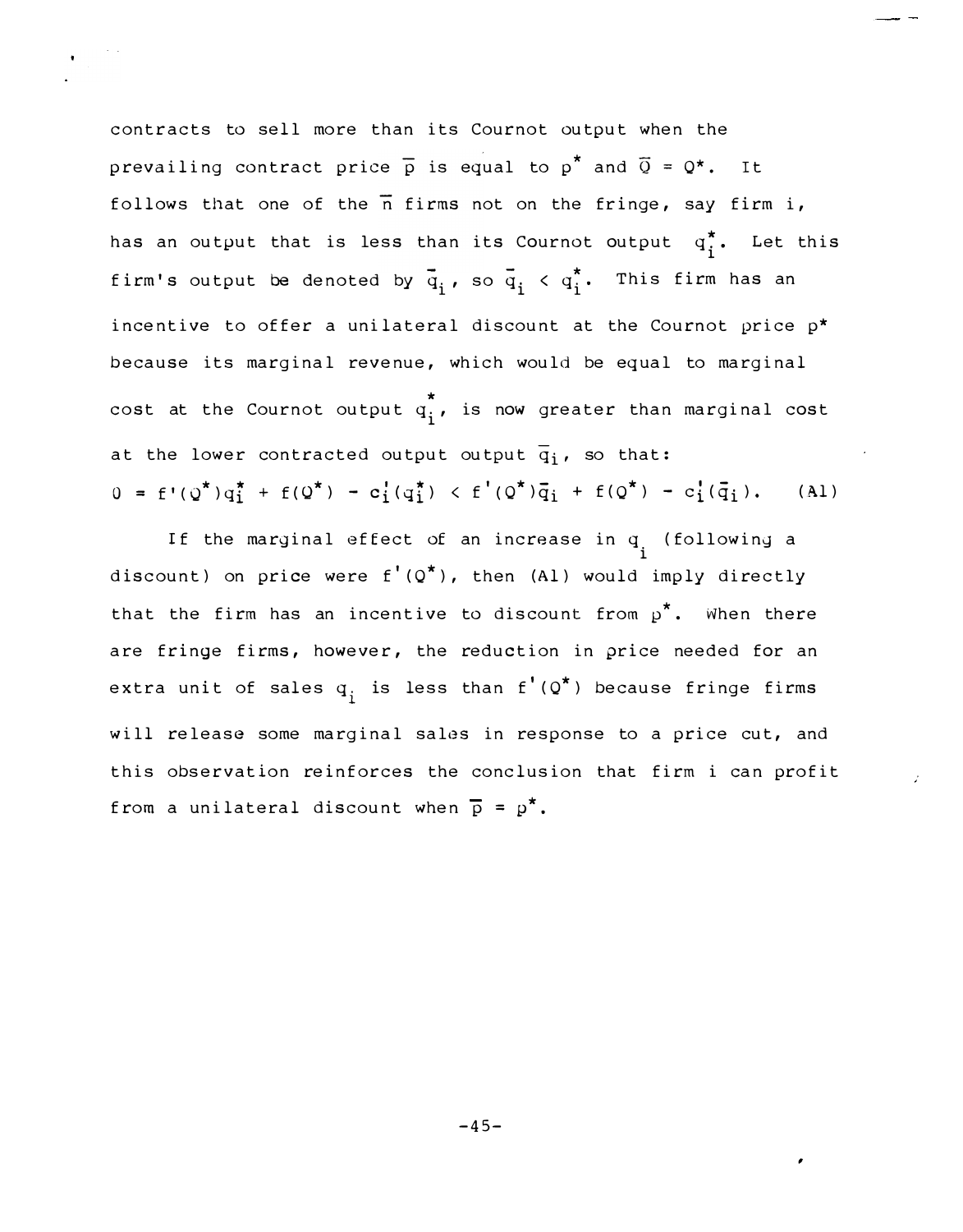contracts to sell more than its Cournot output when the prevailing contract price $\overline{p}$ is equal to $p^*$ and $\overline{Q} = Q^*$. It follows that one of the $\overline{n}$ firms not on the fringe, say firm i, has an output that is less than its Cournot output $q_i^*$. Let this firm's output be denoted by $\overline{q}_i$, so $\overline{q}_i < q_i^*$. This firm has an incentive to offer a unilateral discount at the Cournot price $p^*$ because its marginal revenue, which would be equal to marginal cost at the Cournot output $q_i^*$, is now greater than marginal cost at the lower contracted output output $\overline{q}_i$, so that:

$$0 = f'(Q^*)q_i^* + f(Q^*) - c_i'(q_i^*) < f'(Q^*)\overline{q}_i + f(Q^*) - c_i'(\overline{q}_i). \quad \text{(A1)}$$

If the marginal effect of an increase in $q_i$ (following a discount) on price were $f'(Q^*)$, then (A1) would imply directly that the firm has an incentive to discount from $p^*$. When there are fringe firms, however, the reduction in price needed for an extra unit of sales $q_i$ is less than $f'(Q^*)$ because fringe firms will release some marginal sales in response to a price cut, and this observation reinforces the conclusion that firm i can profit from a unilateral discount when $\overline{p} = p^*$.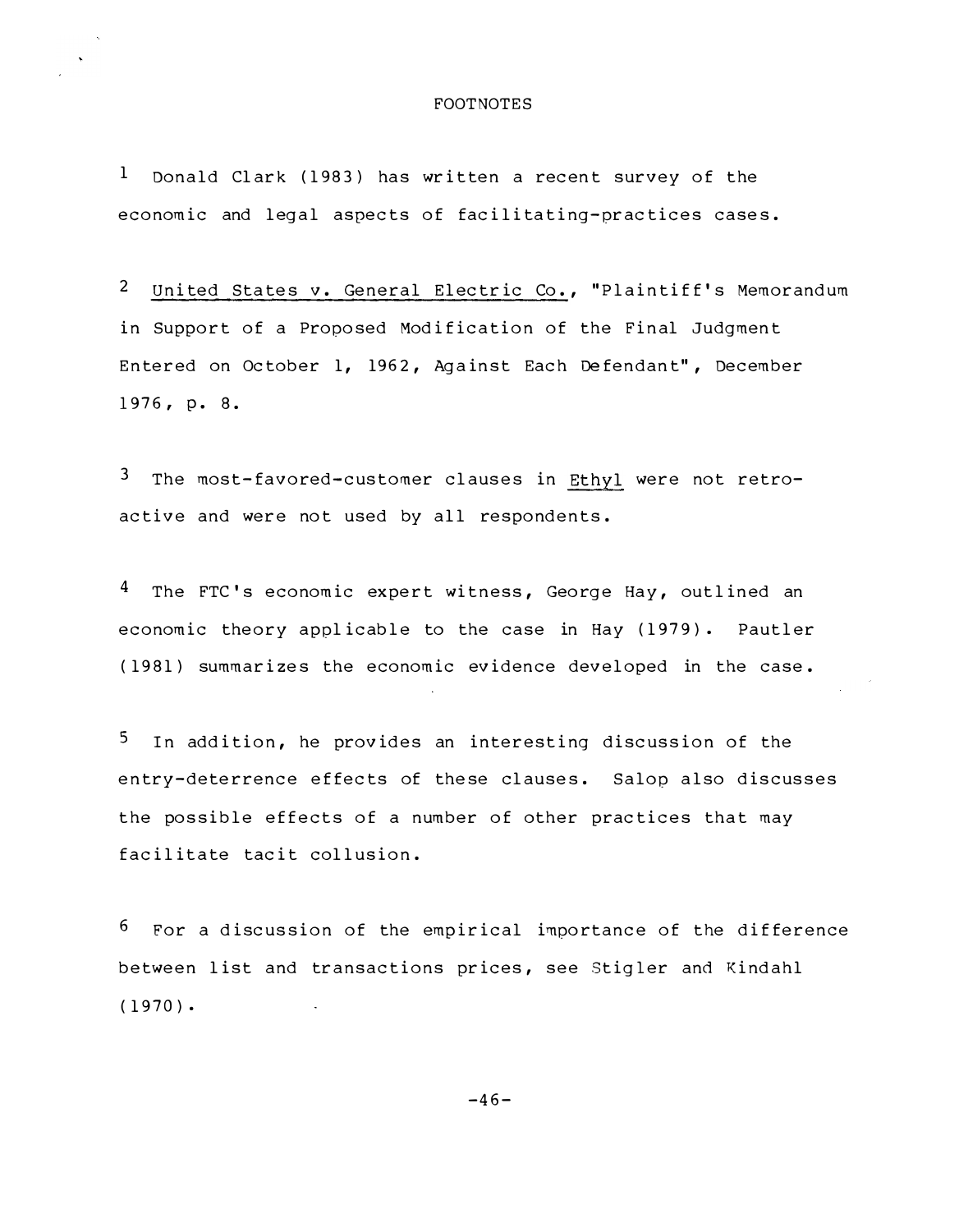# FOOTNOTES

[1] Donald Clark (1983) has written a recent survey of the economic and legal aspects of facilitating-practices cases.

[2] United States v. General Electric Co., "Plaintiff's Memorandum in Support of a Proposed Modification of the Final Judgment Entered on October 1, 1962, Against Each Defendant", December 1976, p. 8.

[3] The most-favored-customer clauses in Ethyl were not retroactive and were not used by all respondents.

[4] The FTC's economic expert witness, George Hay, outlined an economic theory applicable to the case in Hay (1979). Pautler (1981) summarizes the economic evidence developed in the case.

[5] In addition, he provides an interesting discussion of the entry-deterrence effects of these clauses. Salop also discusses the possible effects of a number of other practices that may facilitate tacit collusion.

[6] For a discussion of the empirical importance of the difference between list and transactions prices, see Stigler and Kindahl (1970).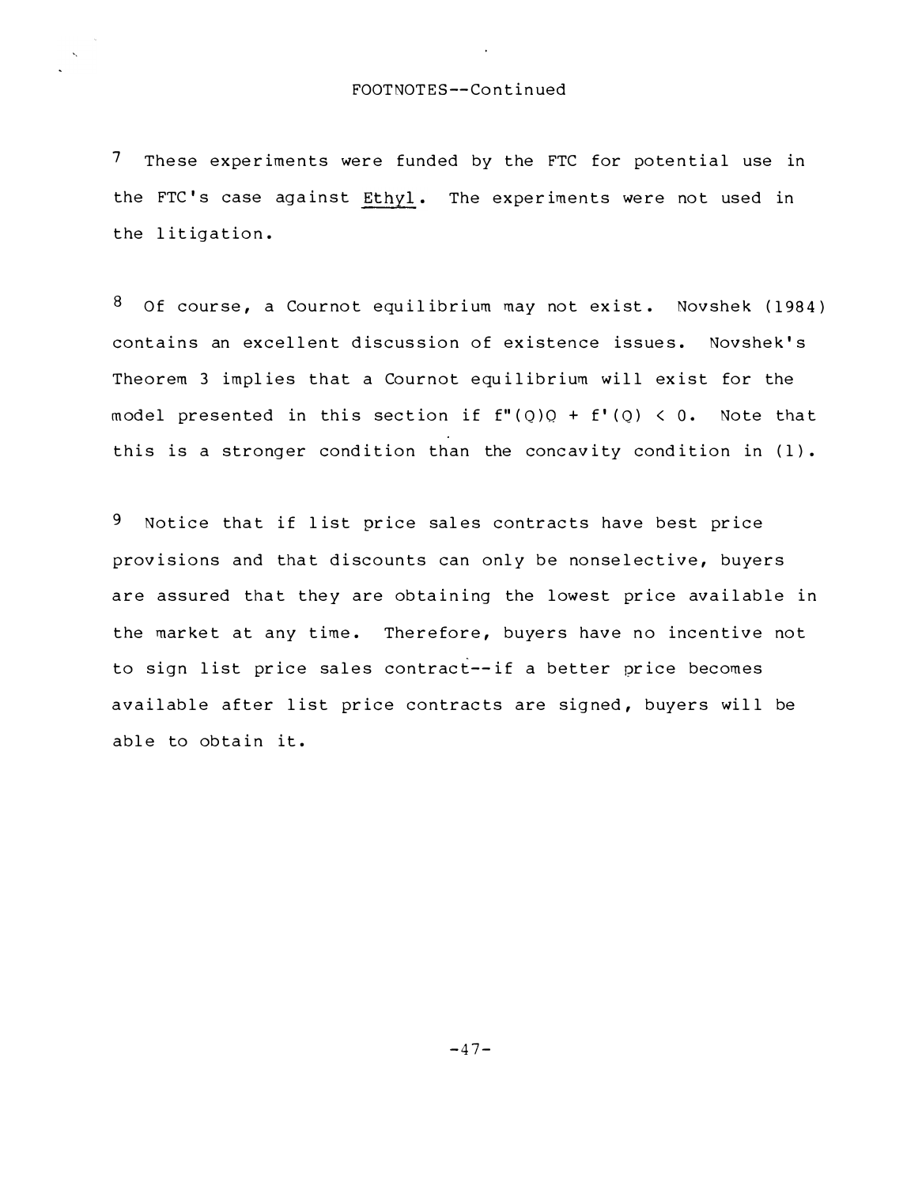FOOTNOTES--Continued

[7] These experiments were funded by the FTC for potential use in the FTC's case against Ethyl. The experiments were not used in the litigation.

[8] Of course, a Cournot equilibrium may not exist. Novshek (1984) contains an excellent discussion of existence issues. Novshek's Theorem 3 implies that a Cournot equilibrium will exist for the model presented in this section if $f''(Q)Q + f'(Q) < 0$. Note that this is a stronger condition than the concavity condition in (1).

[9] Notice that if list price sales contracts have best price provisions and that discounts can only be nonselective, buyers are assured that they are obtaining the lowest price available in the market at any time. Therefore, buyers have no incentive not to sign list price sales contract--if a better price becomes available after list price contracts are signed, buyers will be able to obtain it.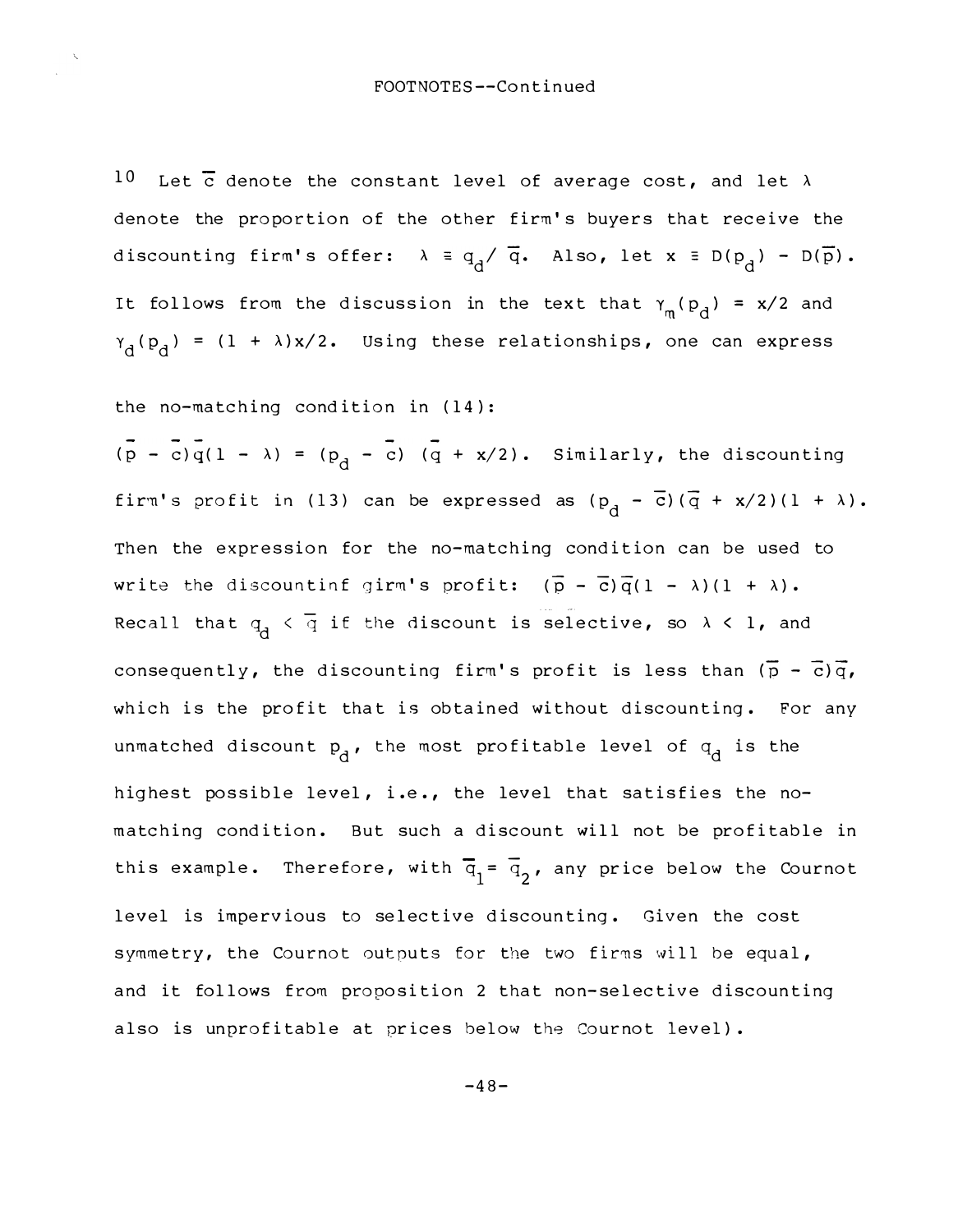FOOTNOTES--Continued

[10] Let $\overline{c}$ denote the constant level of average cost, and let $\lambda$ denote the proportion of the other firm's buyers that receive the discounting firm's offer: $\lambda \equiv q_d / \overline{q}$. Also, let $x \equiv D(p_d) - D(\overline{p})$. It follows from the discussion in the text that $\gamma_m(p_d) = x/2$ and $\gamma_d(p_d) = (1 + \lambda)x/2$. Using these relationships, one can express the no-matching condition in (14):

$(\overline{p} - \overline{c})\overline{q}(1 - \lambda) = (p_d - \overline{c})\ (\overline{q} + x/2)$. Similarly, the discounting firm's profit in (13) can be expressed as $(p_d - \overline{c})(\overline{q} + x/2)(1 + \lambda)$. Then the expression for the no-matching condition can be used to write the discountinf girm's profit: $(\overline{p} - \overline{c})\overline{q}(1 - \lambda)(1 + \lambda)$. Recall that $q_d < \overline{q}$ if the discount is selective, so $\lambda < 1$, and consequently, the discounting firm's profit is less than $(\overline{p} - \overline{c})\overline{q}$, which is the profit that is obtained without discounting. For any unmatched discount $p_d$, the most profitable level of $q_d$ is the highest possible level, i.e., the level that satisfies the no-matching condition. But such a discount will not be profitable in this example. Therefore, with $\overline{q}_1 = \overline{q}_2$, any price below the Cournot level is impervious to selective discounting. Given the cost symmetry, the Cournot outputs for the two firms will be equal, and it follows from proposition 2 that non-selective discounting also is unprofitable at prices below the Cournot level).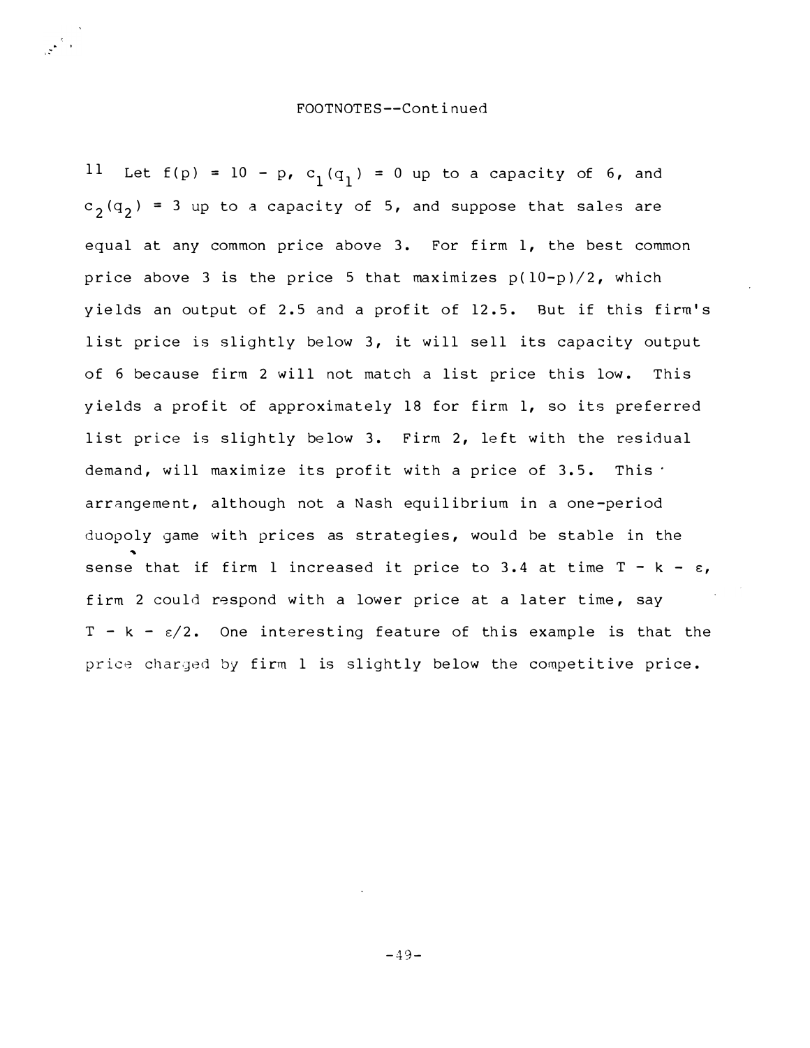FOOTNOTES--Continued

[11] Let $f(p) = 10 - p$, $c_1(q_1) = 0$ up to a capacity of 6, and $c_2(q_2) = 3$ up to a capacity of 5, and suppose that sales are equal at any common price above 3. For firm 1, the best common price above 3 is the price 5 that maximizes $p(10-p)/2$, which yields an output of 2.5 and a profit of 12.5. But if this firm's list price is slightly below 3, it will sell its capacity output of 6 because firm 2 will not match a list price this low. This yields a profit of approximately 18 for firm 1, so its preferred list price is slightly below 3. Firm 2, left with the residual demand, will maximize its profit with a price of 3.5. This arrangement, although not a Nash equilibrium in a one-period duopoly game with prices as strategies, would be stable in the sense that if firm 1 increased it price to 3.4 at time $T - k - \varepsilon$, firm 2 could respond with a lower price at a later time, say $T - k - \varepsilon/2$. One interesting feature of this example is that the price charged by firm 1 is slightly below the competitive price.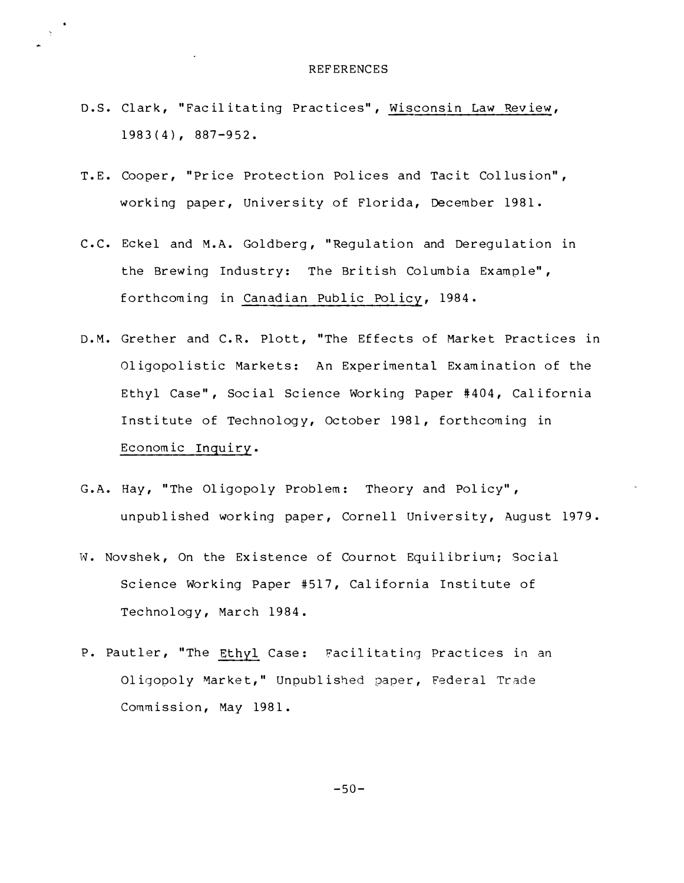# REFERENCES

D.S. Clark, "Facilitating Practices", Wisconsin Law Review, 1983(4), 887-952.

T.E. Cooper, "Price Protection Polices and Tacit Collusion", working paper, University of Florida, December 1981.

C.C. Eckel and M.A. Goldberg, "Regulation and Deregulation in the Brewing Industry: The British Columbia Example", forthcoming in Canadian Public Policy, 1984.

D.M. Grether and C.R. Plott, "The Effects of Market Practices in Oligopolistic Markets: An Experimental Examination of the Ethyl Case", Social Science Working Paper #404, California Institute of Technology, October 1981, forthcoming in Economic Inquiry.

G.A. Hay, "The Oligopoly Problem: Theory and Policy", unpublished working paper, Cornell University, August 1979.

W. Novshek, On the Existence of Cournot Equilibrium; Social Science Working Paper #517, California Institute of Technology, March 1984.

P. Pautler, "The Ethyl Case: Facilitating Practices in an Oligopoly Market," Unpublished paper, Federal Trade Commission, May 1981.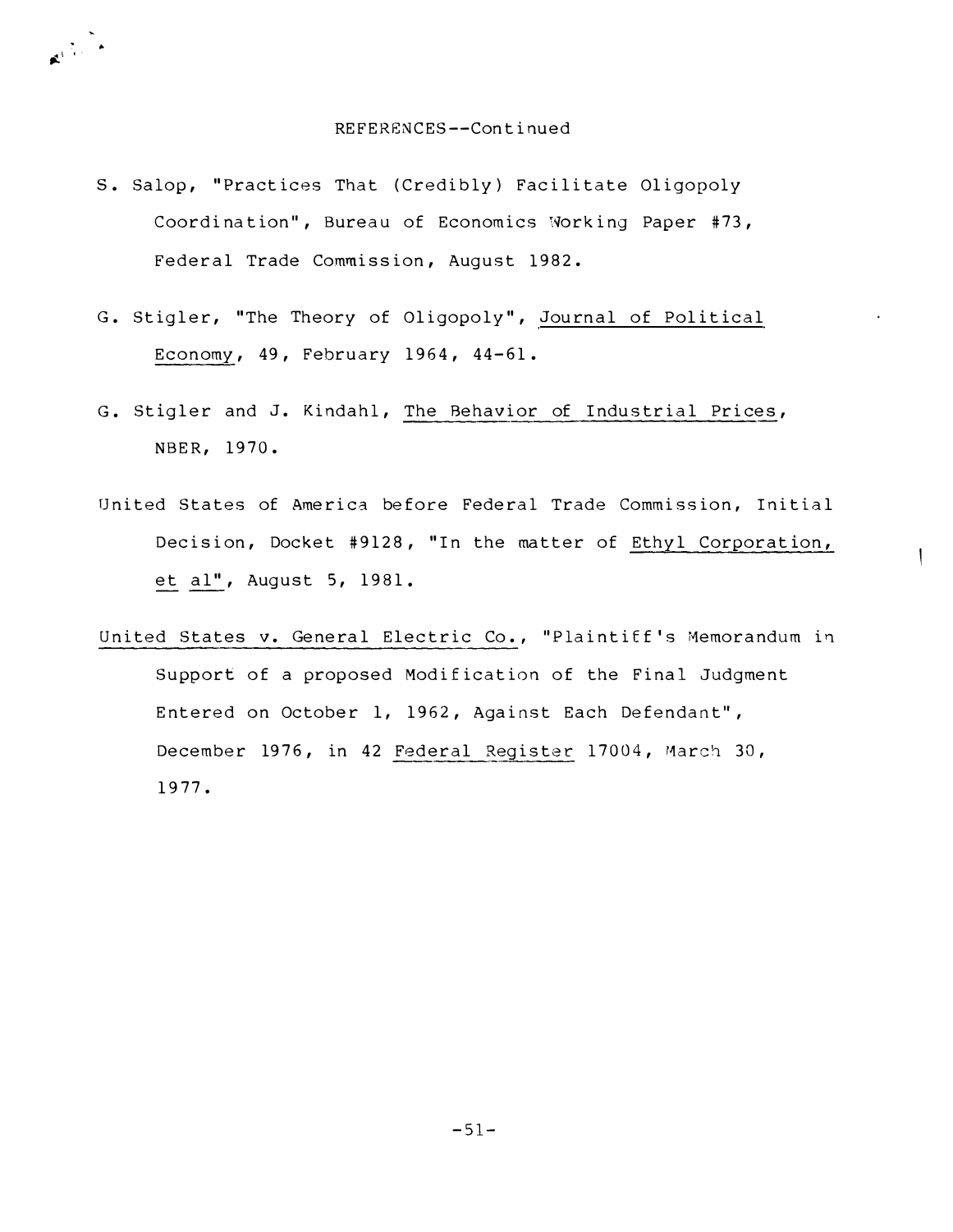REFERENCES--Continued

S. Salop, "Practices That (Credibly) Facilitate Oligopoly Coordination", Bureau of Economics Working Paper #73, Federal Trade Commission, August 1982.

G. Stigler, "The Theory of Oligopoly", Journal of Political Economy, 49, February 1964, 44-61.

G. Stigler and J. Kindahl, The Behavior of Industrial Prices, NBER, 1970.

United States of America before Federal Trade Commission, Initial Decision, Docket #9128, "In the matter of Ethyl Corporation, et al", August 5, 1981.

United States v. General Electric Co., "Plaintiff's Memorandum in Support of a proposed Modification of the Final Judgment Entered on October 1, 1962, Against Each Defendant", December 1976, in 42 Federal Register 17004, March 30, 1977.